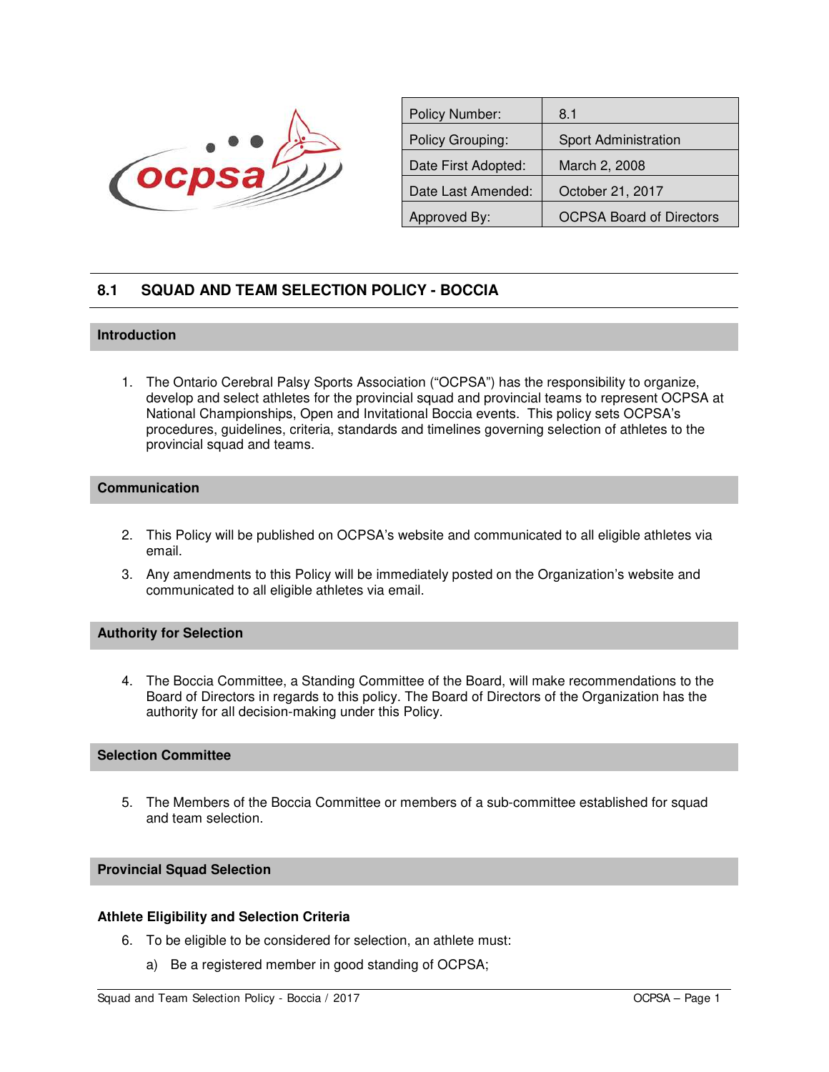| Policy Number: | 8.1 |
|---|---|
| Policy Grouping: | Sport Administration |
| Date First Adopted: | March 2, 2008 |
| Date Last Amended: | October 21, 2017 |
| Approved By: | OCPSA Board of Directors |

# 8.1 SQUAD AND TEAM SELECTION POLICY - BOCCIA

## Introduction

1. The Ontario Cerebral Palsy Sports Association ("OCPSA") has the responsibility to organize, develop and select athletes for the provincial squad and provincial teams to represent OCPSA at National Championships, Open and Invitational Boccia events. This policy sets OCPSA's procedures, guidelines, criteria, standards and timelines governing selection of athletes to the provincial squad and teams.

## Communication

2. This Policy will be published on OCPSA's website and communicated to all eligible athletes via email.
3. Any amendments to this Policy will be immediately posted on the Organization's website and communicated to all eligible athletes via email.

## Authority for Selection

4. The Boccia Committee, a Standing Committee of the Board, will make recommendations to the Board of Directors in regards to this policy. The Board of Directors of the Organization has the authority for all decision-making under this Policy.

## Selection Committee

5. The Members of the Boccia Committee or members of a sub-committee established for squad and team selection.

## Provincial Squad Selection

### Athlete Eligibility and Selection Criteria

6. To be eligible to be considered for selection, an athlete must:
   a) Be a registered member in good standing of OCPSA;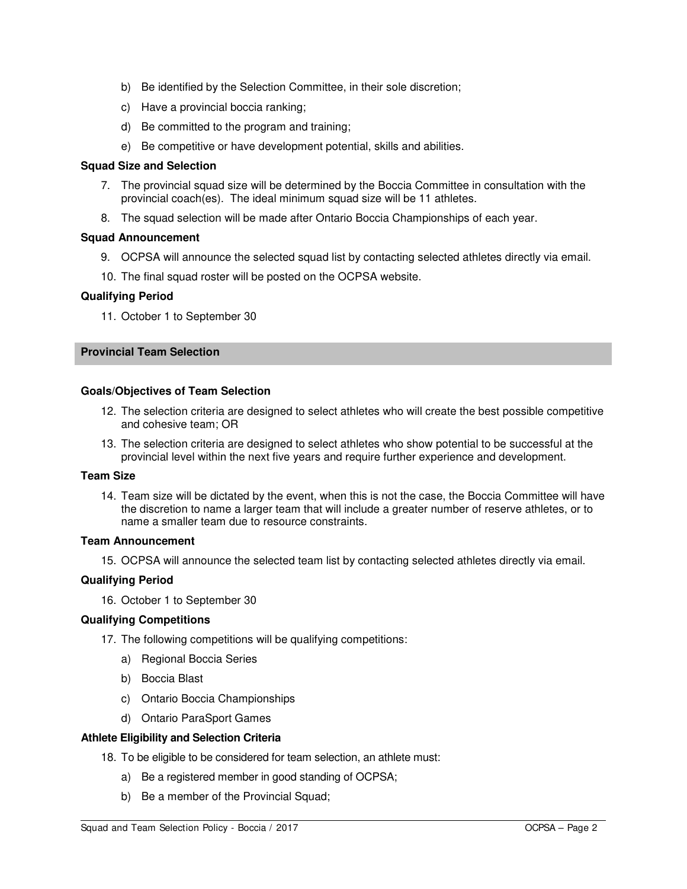b) Be identified by the Selection Committee, in their sole discretion;

c) Have a provincial boccia ranking;

d) Be committed to the program and training;

e) Be competitive or have development potential, skills and abilities.

**Squad Size and Selection**

7. The provincial squad size will be determined by the Boccia Committee in consultation with the provincial coach(es). The ideal minimum squad size will be 11 athletes.
8. The squad selection will be made after Ontario Boccia Championships of each year.

**Squad Announcement**

9. OCPSA will announce the selected squad list by contacting selected athletes directly via email.
10. The final squad roster will be posted on the OCPSA website.

**Qualifying Period**

11. October 1 to September 30

## Provincial Team Selection

**Goals/Objectives of Team Selection**

12. The selection criteria are designed to select athletes who will create the best possible competitive and cohesive team; OR
13. The selection criteria are designed to select athletes who show potential to be successful at the provincial level within the next five years and require further experience and development.

**Team Size**

14. Team size will be dictated by the event, when this is not the case, the Boccia Committee will have the discretion to name a larger team that will include a greater number of reserve athletes, or to name a smaller team due to resource constraints.

**Team Announcement**

15. OCPSA will announce the selected team list by contacting selected athletes directly via email.

**Qualifying Period**

16. October 1 to September 30

**Qualifying Competitions**

17. The following competitions will be qualifying competitions:

    a) Regional Boccia Series

    b) Boccia Blast

    c) Ontario Boccia Championships

    d) Ontario ParaSport Games

**Athlete Eligibility and Selection Criteria**

18. To be eligible to be considered for team selection, an athlete must:

    a) Be a registered member in good standing of OCPSA;

    b) Be a member of the Provincial Squad;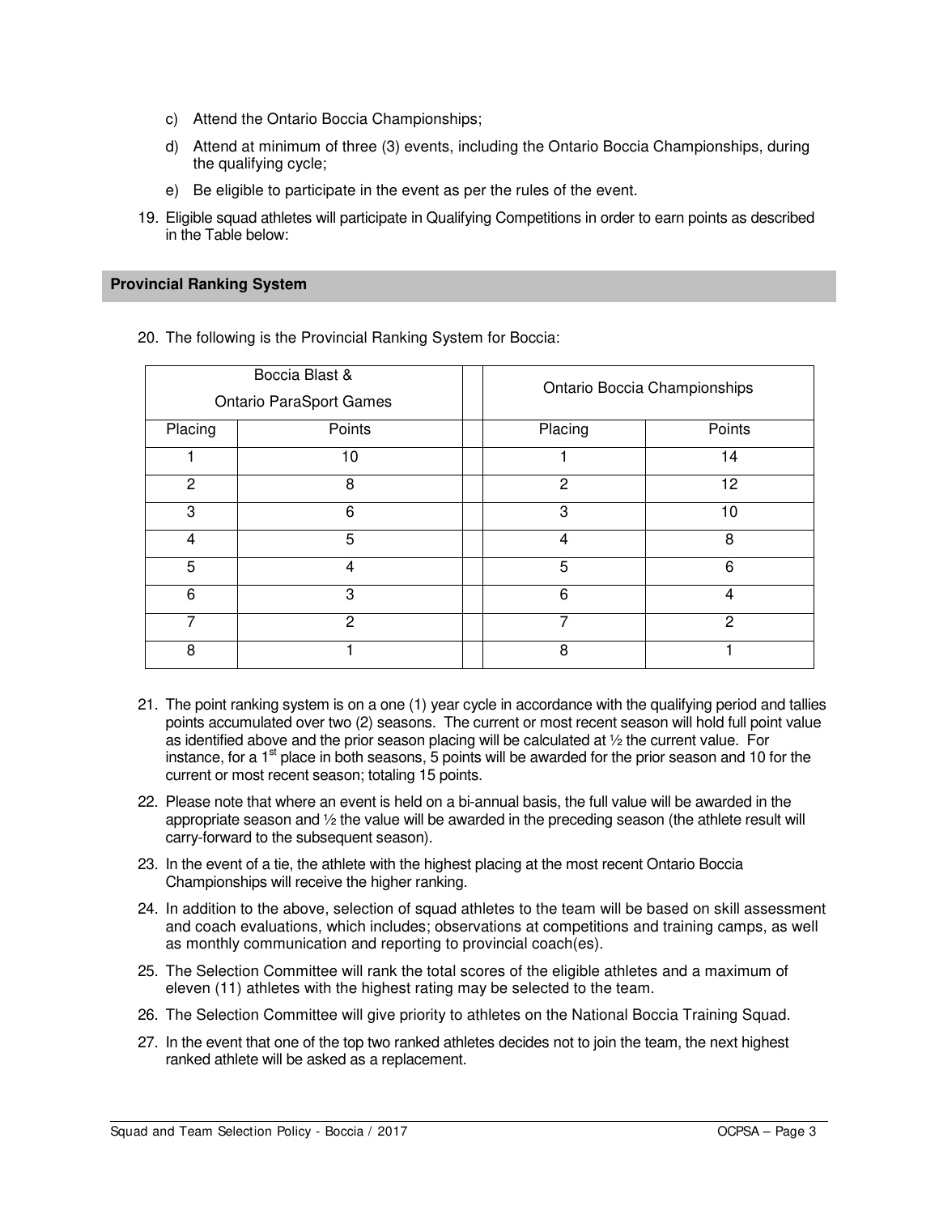c) Attend the Ontario Boccia Championships;

d) Attend at minimum of three (3) events, including the Ontario Boccia Championships, during the qualifying cycle;

e) Be eligible to participate in the event as per the rules of the event.

19. Eligible squad athletes will participate in Qualifying Competitions in order to earn points as described in the Table below:

## Provincial Ranking System

20. The following is the Provincial Ranking System for Boccia:

| Boccia Blast & Ontario ParaSport Games | | | Ontario Boccia Championships | |
|---|---|---|---|---|
| Placing | Points | | Placing | Points |
| 1 | 10 | | 1 | 14 |
| 2 | 8 | | 2 | 12 |
| 3 | 6 | | 3 | 10 |
| 4 | 5 | | 4 | 8 |
| 5 | 4 | | 5 | 6 |
| 6 | 3 | | 6 | 4 |
| 7 | 2 | | 7 | 2 |
| 8 | 1 | | 8 | 1 |

21. The point ranking system is on a one (1) year cycle in accordance with the qualifying period and tallies points accumulated over two (2) seasons. The current or most recent season will hold full point value as identified above and the prior season placing will be calculated at ½ the current value. For instance, for a 1st place in both seasons, 5 points will be awarded for the prior season and 10 for the current or most recent season; totaling 15 points.

22. Please note that where an event is held on a bi-annual basis, the full value will be awarded in the appropriate season and ½ the value will be awarded in the preceding season (the athlete result will carry-forward to the subsequent season).

23. In the event of a tie, the athlete with the highest placing at the most recent Ontario Boccia Championships will receive the higher ranking.

24. In addition to the above, selection of squad athletes to the team will be based on skill assessment and coach evaluations, which includes; observations at competitions and training camps, as well as monthly communication and reporting to provincial coach(es).

25. The Selection Committee will rank the total scores of the eligible athletes and a maximum of eleven (11) athletes with the highest rating may be selected to the team.

26. The Selection Committee will give priority to athletes on the National Boccia Training Squad.

27. In the event that one of the top two ranked athletes decides not to join the team, the next highest ranked athlete will be asked as a replacement.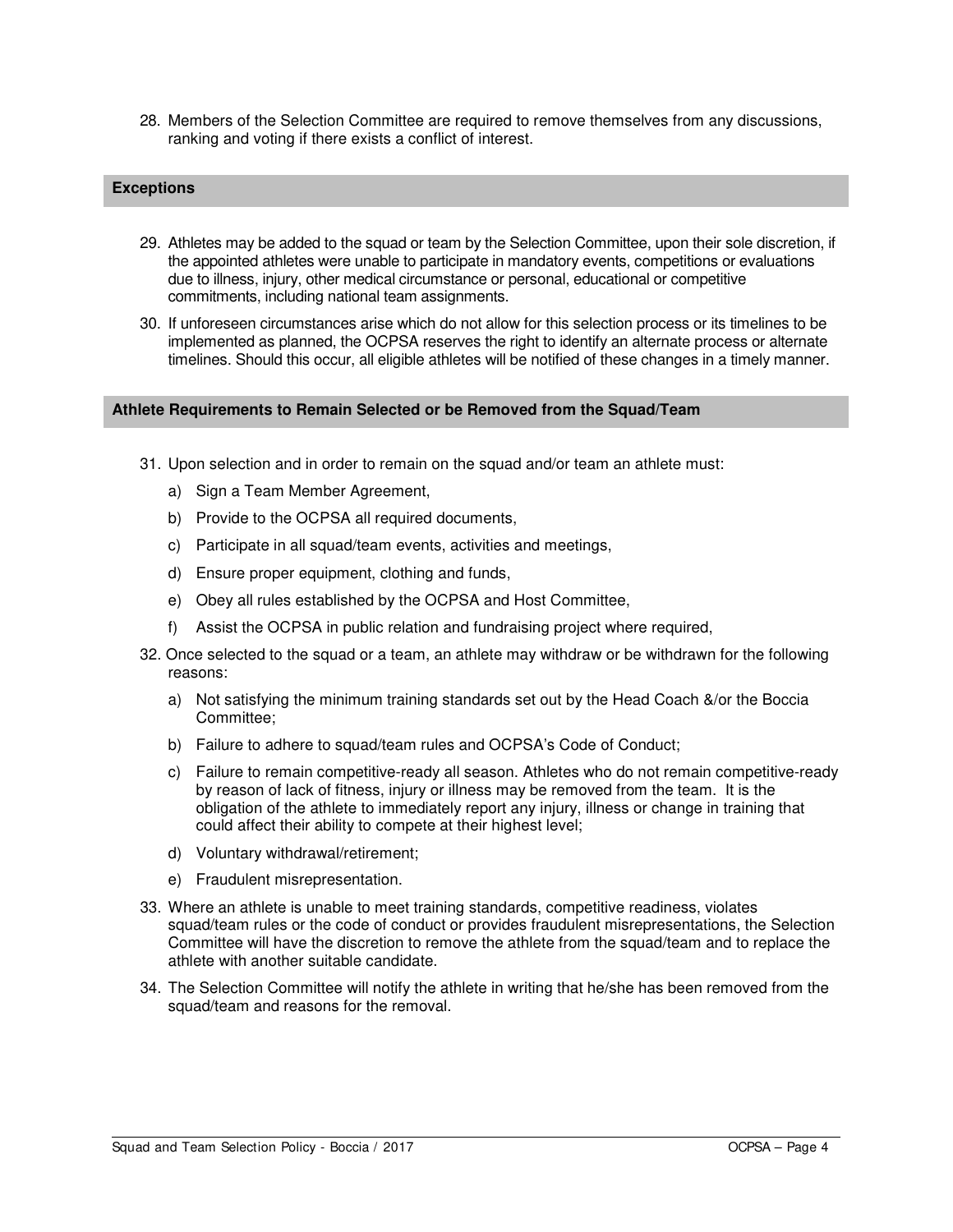28. Members of the Selection Committee are required to remove themselves from any discussions, ranking and voting if there exists a conflict of interest.

## Exceptions

29. Athletes may be added to the squad or team by the Selection Committee, upon their sole discretion, if the appointed athletes were unable to participate in mandatory events, competitions or evaluations due to illness, injury, other medical circumstance or personal, educational or competitive commitments, including national team assignments.
30. If unforeseen circumstances arise which do not allow for this selection process or its timelines to be implemented as planned, the OCPSA reserves the right to identify an alternate process or alternate timelines. Should this occur, all eligible athletes will be notified of these changes in a timely manner.

## Athlete Requirements to Remain Selected or be Removed from the Squad/Team

31. Upon selection and in order to remain on the squad and/or team an athlete must:
    a) Sign a Team Member Agreement,
    b) Provide to the OCPSA all required documents,
    c) Participate in all squad/team events, activities and meetings,
    d) Ensure proper equipment, clothing and funds,
    e) Obey all rules established by the OCPSA and Host Committee,
    f) Assist the OCPSA in public relation and fundraising project where required,
32. Once selected to the squad or a team, an athlete may withdraw or be withdrawn for the following reasons:
    a) Not satisfying the minimum training standards set out by the Head Coach &/or the Boccia Committee;
    b) Failure to adhere to squad/team rules and OCPSA's Code of Conduct;
    c) Failure to remain competitive-ready all season. Athletes who do not remain competitive-ready by reason of lack of fitness, injury or illness may be removed from the team. It is the obligation of the athlete to immediately report any injury, illness or change in training that could affect their ability to compete at their highest level;
    d) Voluntary withdrawal/retirement;
    e) Fraudulent misrepresentation.
33. Where an athlete is unable to meet training standards, competitive readiness, violates squad/team rules or the code of conduct or provides fraudulent misrepresentations, the Selection Committee will have the discretion to remove the athlete from the squad/team and to replace the athlete with another suitable candidate.
34. The Selection Committee will notify the athlete in writing that he/she has been removed from the squad/team and reasons for the removal.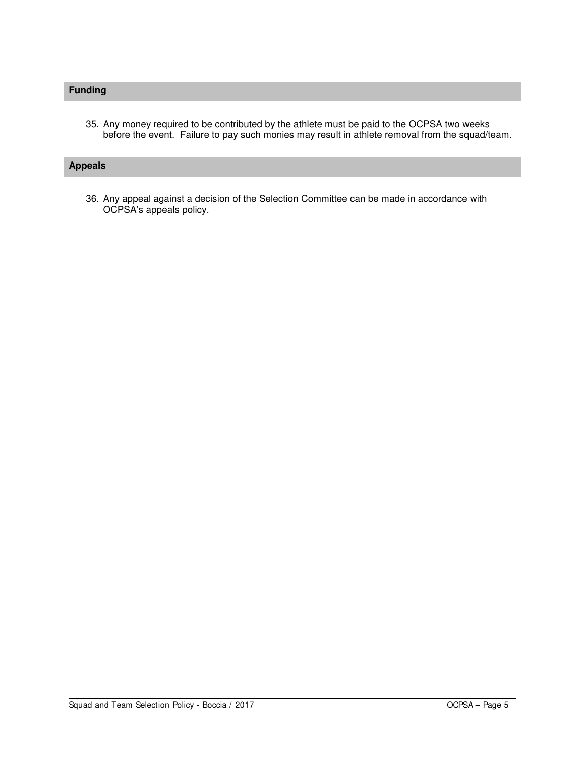## Funding

35. Any money required to be contributed by the athlete must be paid to the OCPSA two weeks before the event. Failure to pay such monies may result in athlete removal from the squad/team.

## Appeals

36. Any appeal against a decision of the Selection Committee can be made in accordance with OCPSA's appeals policy.